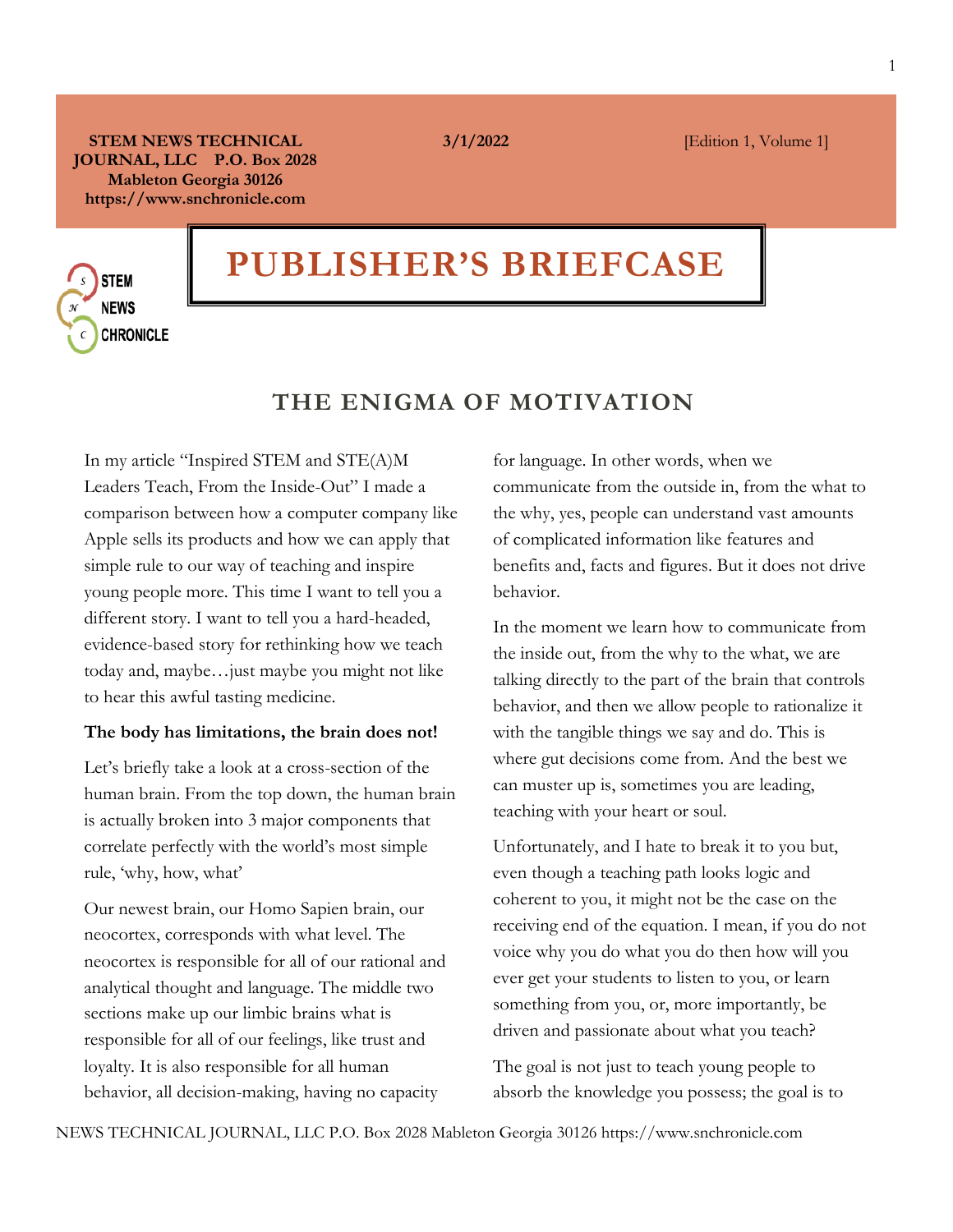**STEM NEWS TECHNICAL JOURNAL, LLC P.O. Box 2028 Mableton Georgia 30126 https://www.snchronicle.com**

**3/1/2022**

[Edition 1, Volume 1]

# PUBLISHER'S BRIEFCASE

## THE ENIGMA OF MOTIVATION

In my article "Inspired STEM and STE(A)M Leaders Teach, From the Inside-Out" I made a comparison between how a computer company like Apple sells its products and how we can apply that simple rule to our way of teaching and inspire young people more. This time I want to tell you a different story. I want to tell you a hard-headed, evidence-based story for rethinking how we teach today and, maybe…just maybe you might not like to hear this awful tasting medicine.

**The body has limitations, the brain does not!**

Let's briefly take a look at a cross-section of the human brain. From the top down, the human brain is actually broken into 3 major components that correlate perfectly with the world's most simple rule, 'why, how, what'

Our newest brain, our Homo Sapien brain, our neocortex, corresponds with what level. The neocortex is responsible for all of our rational and analytical thought and language. The middle two sections make up our limbic brains what is responsible for all of our feelings, like trust and loyalty. It is also responsible for all human behavior, all decision-making, having no capacity for language. In other words, when we communicate from the outside in, from the what to the why, yes, people can understand vast amounts of complicated information like features and benefits and, facts and figures. But it does not drive behavior.

In the moment we learn how to communicate from the inside out, from the why to the what, we are talking directly to the part of the brain that controls behavior, and then we allow people to rationalize it with the tangible things we say and do. This is where gut decisions come from. And the best we can muster up is, sometimes you are leading, teaching with your heart or soul.

Unfortunately, and I hate to break it to you but, even though a teaching path looks logic and coherent to you, it might not be the case on the receiving end of the equation. I mean, if you do not voice why you do what you do then how will you ever get your students to listen to you, or learn something from you, or, more importantly, be driven and passionate about what you teach?

The goal is not just to teach young people to absorb the knowledge you possess; the goal is to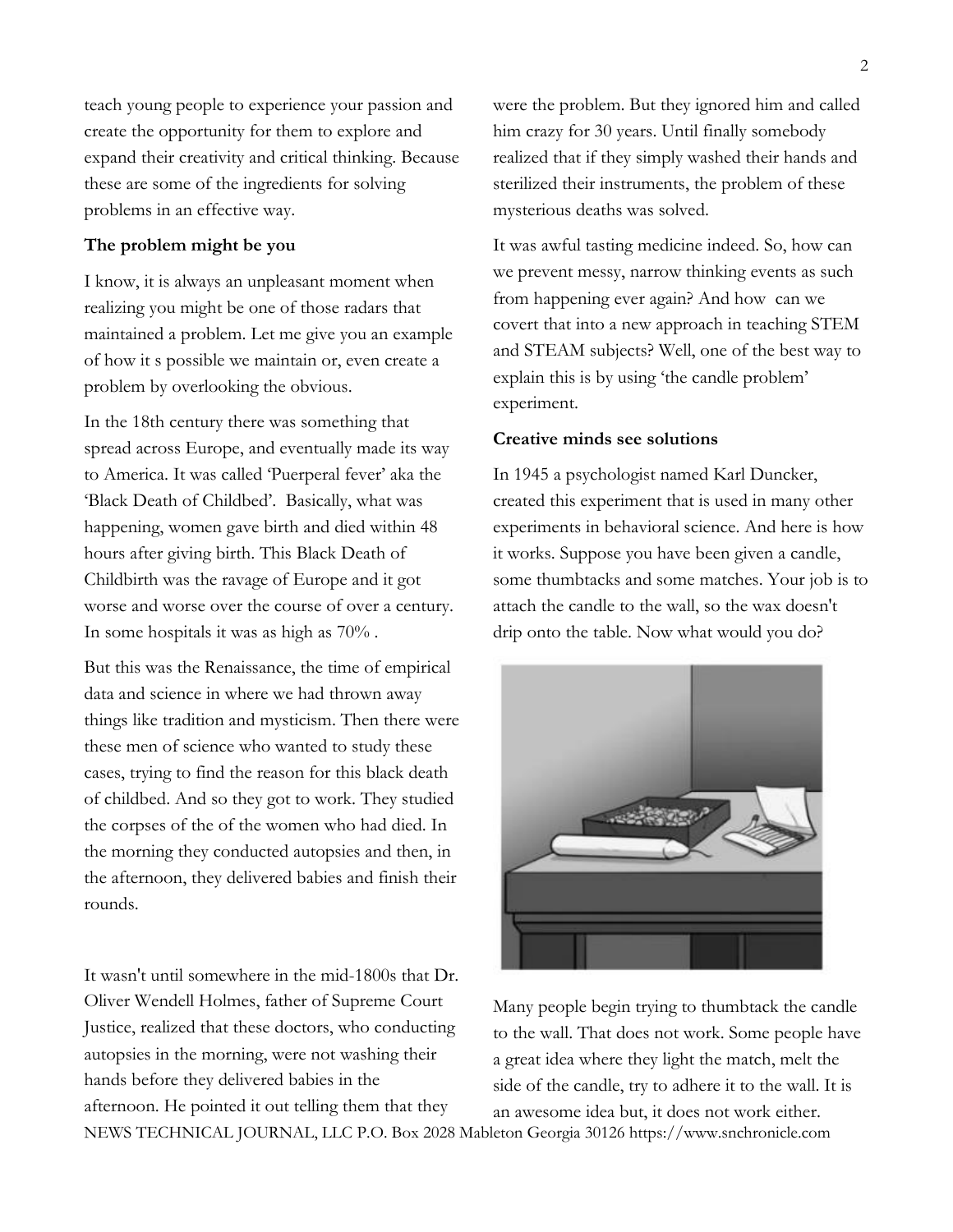teach young people to experience your passion and create the opportunity for them to explore and expand their creativity and critical thinking. Because these are some of the ingredients for solving problems in an effective way.

**The problem might be you**

I know, it is always an unpleasant moment when realizing you might be one of those radars that maintained a problem. Let me give you an example of how it s possible we maintain or, even create a problem by overlooking the obvious.

In the 18th century there was something that spread across Europe, and eventually made its way to America. It was called 'Puerperal fever' aka the 'Black Death of Childbed'. Basically, what was happening, women gave birth and died within 48 hours after giving birth. This Black Death of Childbirth was the ravage of Europe and it got worse and worse over the course of over a century. In some hospitals it was as high as 70% .

But this was the Renaissance, the time of empirical data and science in where we had thrown away things like tradition and mysticism. Then there were these men of science who wanted to study these cases, trying to find the reason for this black death of childbed. And so they got to work. They studied the corpses of the of the women who had died. In the morning they conducted autopsies and then, in the afternoon, they delivered babies and finish their rounds.

It wasn't until somewhere in the mid-1800s that Dr. Oliver Wendell Holmes, father of Supreme Court Justice, realized that these doctors, who conducting autopsies in the morning, were not washing their hands before they delivered babies in the afternoon. He pointed it out telling them that they were the problem. But they ignored him and called him crazy for 30 years. Until finally somebody realized that if they simply washed their hands and sterilized their instruments, the problem of these mysterious deaths was solved.

It was awful tasting medicine indeed. So, how can we prevent messy, narrow thinking events as such from happening ever again? And how can we covert that into a new approach in teaching STEM and STEAM subjects? Well, one of the best way to explain this is by using 'the candle problem' experiment.

**Creative minds see solutions**

In 1945 a psychologist named Karl Duncker, created this experiment that is used in many other experiments in behavioral science. And here is how it works. Suppose you have been given a candle, some thumbtacks and some matches. Your job is to attach the candle to the wall, so the wax doesn't drip onto the table. Now what would you do?

Many people begin trying to thumbtack the candle to the wall. That does not work. Some people have a great idea where they light the match, melt the side of the candle, try to adhere it to the wall. It is an awesome idea but, it does not work either.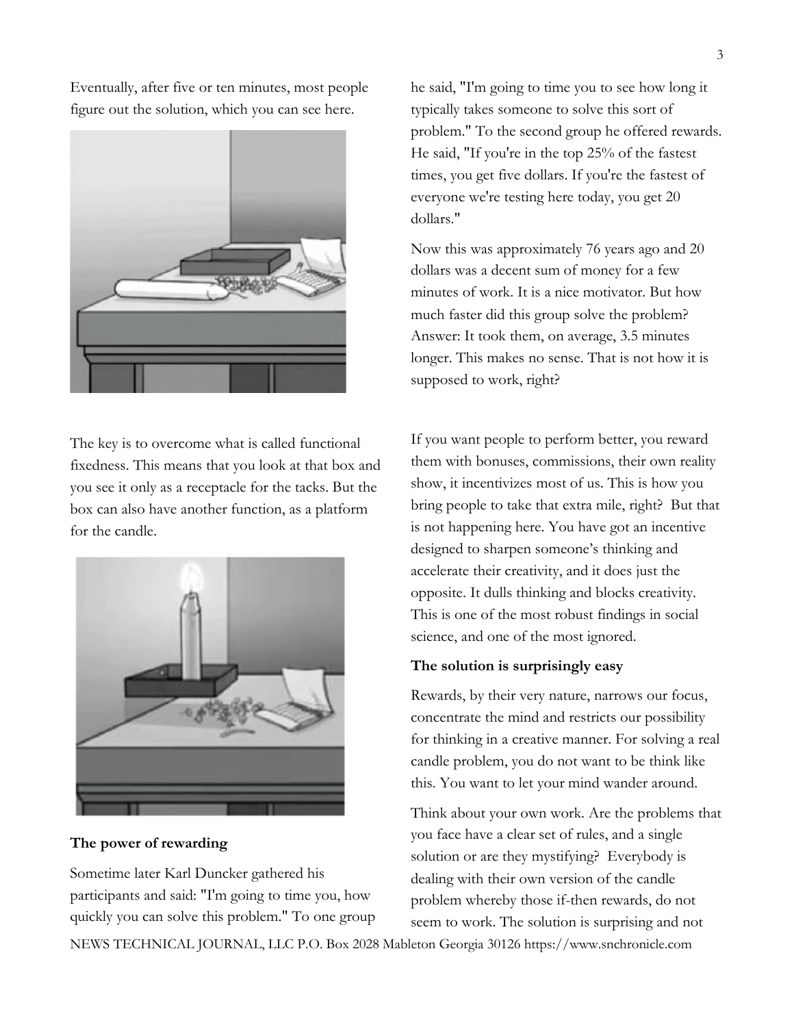Eventually, after five or ten minutes, most people figure out the solution, which you can see here.

The key is to overcome what is called functional fixedness. This means that you look at that box and you see it only as a receptacle for the tacks. But the box can also have another function, as a platform for the candle.

**The power of rewarding**

Sometime later Karl Duncker gathered his participants and said: "I'm going to time you, how quickly you can solve this problem." To one group he said, "I'm going to time you to see how long it typically takes someone to solve this sort of problem." To the second group he offered rewards. He said, "If you're in the top 25% of the fastest times, you get five dollars. If you're the fastest of everyone we're testing here today, you get 20 dollars."

Now this was approximately 76 years ago and 20 dollars was a decent sum of money for a few minutes of work. It is a nice motivator. But how much faster did this group solve the problem? Answer: It took them, on average, 3.5 minutes longer. This makes no sense. That is not how it is supposed to work, right?

If you want people to perform better, you reward them with bonuses, commissions, their own reality show, it incentivizes most of us. This is how you bring people to take that extra mile, right? But that is not happening here. You have got an incentive designed to sharpen someone's thinking and accelerate their creativity, and it does just the opposite. It dulls thinking and blocks creativity. This is one of the most robust findings in social science, and one of the most ignored.

**The solution is surprisingly easy**

Rewards, by their very nature, narrows our focus, concentrate the mind and restricts our possibility for thinking in a creative manner. For solving a real candle problem, you do not want to be think like this. You want to let your mind wander around.

Think about your own work. Are the problems that you face have a clear set of rules, and a single solution or are they mystifying? Everybody is dealing with their own version of the candle problem whereby those if-then rewards, do not seem to work. The solution is surprising and not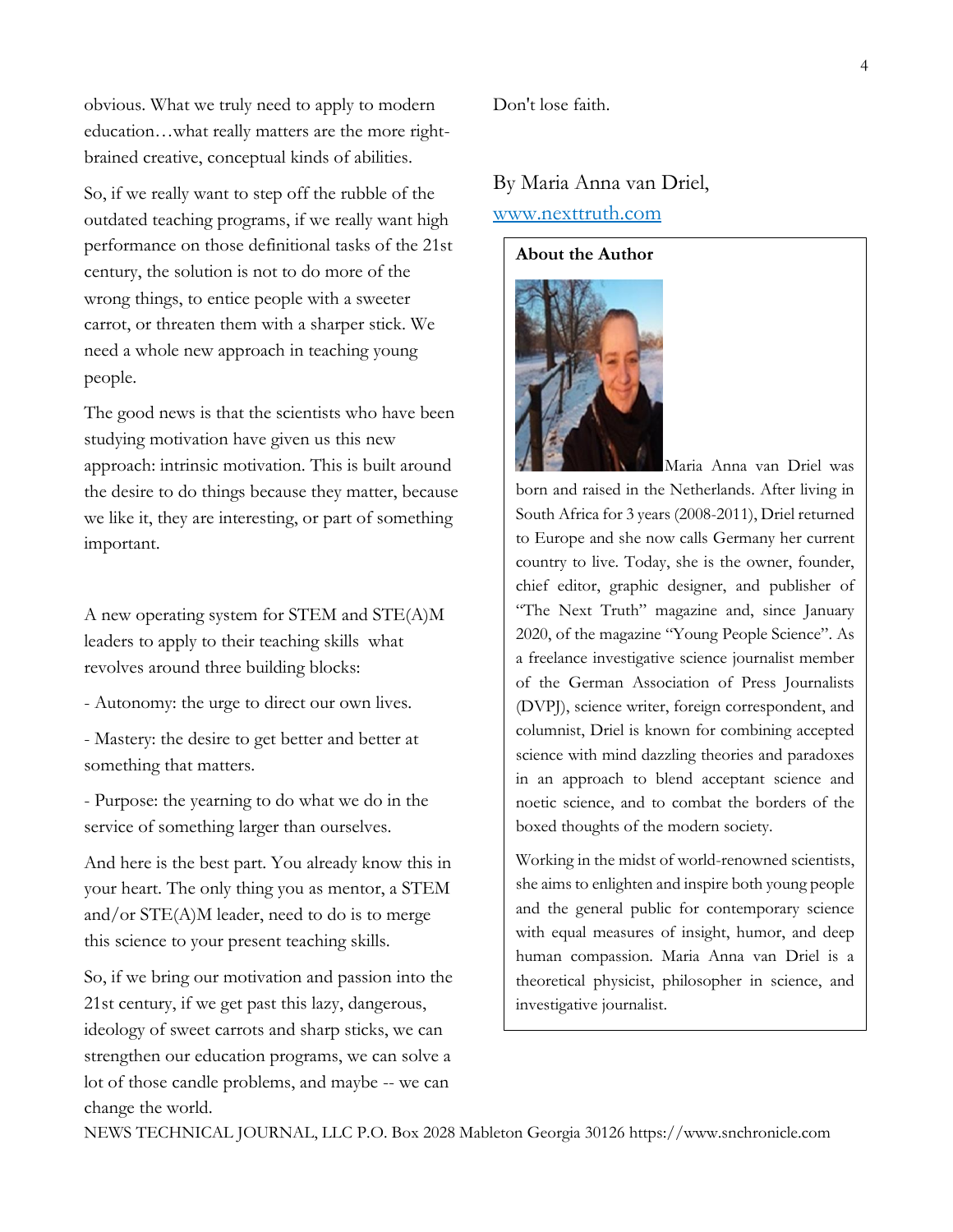obvious. What we truly need to apply to modern education…what really matters are the more right-brained creative, conceptual kinds of abilities.

So, if we really want to step off the rubble of the outdated teaching programs, if we really want high performance on those definitional tasks of the 21st century, the solution is not to do more of the wrong things, to entice people with a sweeter carrot, or threaten them with a sharper stick. We need a whole new approach in teaching young people.

The good news is that the scientists who have been studying motivation have given us this new approach: intrinsic motivation. This is built around the desire to do things because they matter, because we like it, they are interesting, or part of something important.

A new operating system for STEM and STE(A)M leaders to apply to their teaching skills what revolves around three building blocks:

- Autonomy: the urge to direct our own lives.

- Mastery: the desire to get better and better at something that matters.

- Purpose: the yearning to do what we do in the service of something larger than ourselves.

And here is the best part. You already know this in your heart. The only thing you as mentor, a STEM and/or STE(A)M leader, need to do is to merge this science to your present teaching skills.

So, if we bring our motivation and passion into the 21st century, if we get past this lazy, dangerous, ideology of sweet carrots and sharp sticks, we can strengthen our education programs, we can solve a lot of those candle problems, and maybe -- we can change the world.

Don't lose faith.

By Maria Anna van Driel,
[www.nexttruth.com](http://www.nexttruth.com)

**About the Author**

Maria Anna van Driel was born and raised in the Netherlands. After living in South Africa for 3 years (2008-2011), Driel returned to Europe and she now calls Germany her current country to live. Today, she is the owner, founder, chief editor, graphic designer, and publisher of "The Next Truth" magazine and, since January 2020, of the magazine "Young People Science". As a freelance investigative science journalist member of the German Association of Press Journalists (DVPJ), science writer, foreign correspondent, and columnist, Driel is known for combining accepted science with mind dazzling theories and paradoxes in an approach to blend acceptant science and noetic science, and to combat the borders of the boxed thoughts of the modern society.

Working in the midst of world-renowned scientists, she aims to enlighten and inspire both young people and the general public for contemporary science with equal measures of insight, humor, and deep human compassion. Maria Anna van Driel is a theoretical physicist, philosopher in science, and investigative journalist.

NEWS TECHNICAL JOURNAL, LLC P.O. Box 2028 Mableton Georgia 30126 https://www.snchronicle.com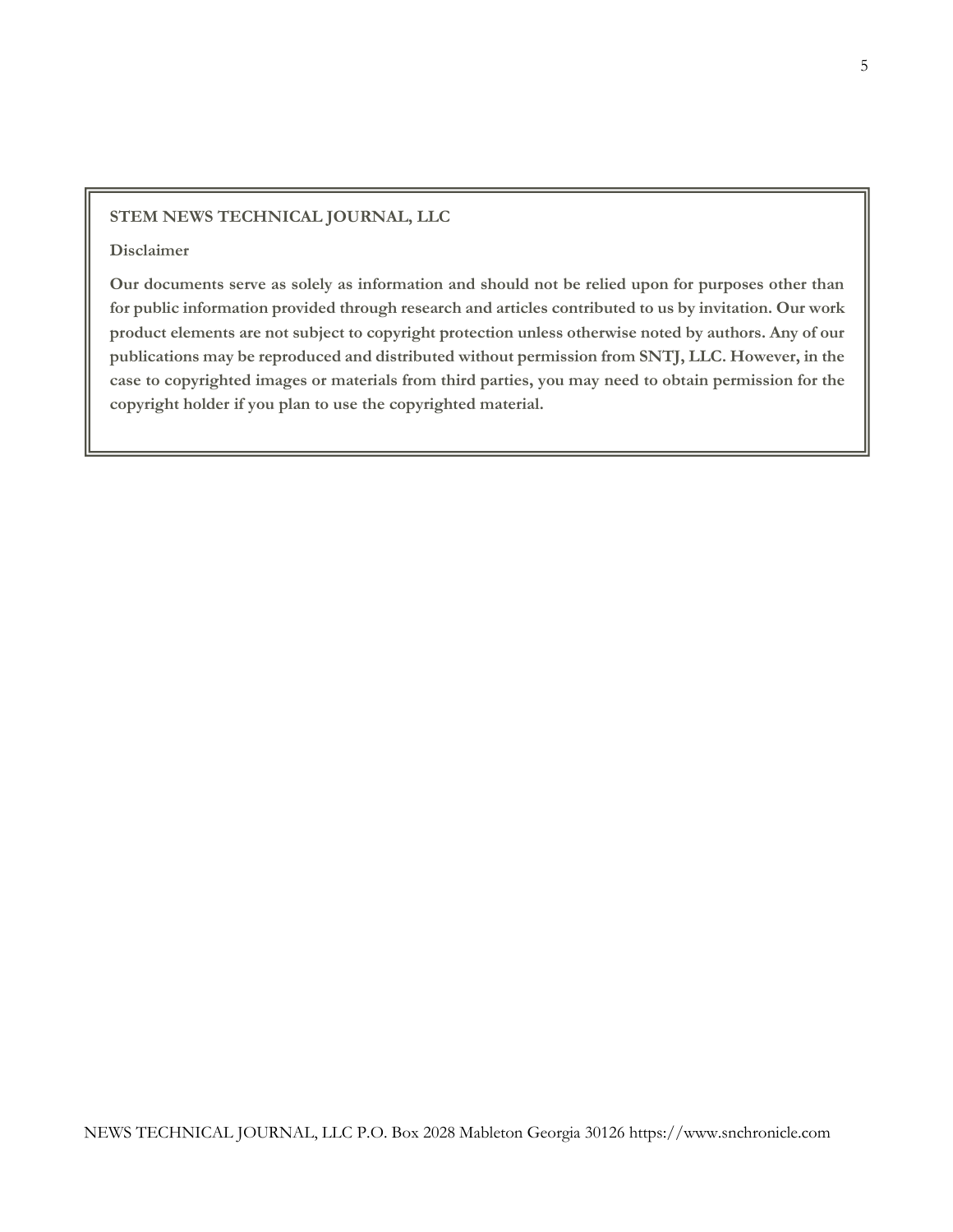**STEM NEWS TECHNICAL JOURNAL, LLC**

**Disclaimer**

**Our documents serve as solely as information and should not be relied upon for purposes other than for public information provided through research and articles contributed to us by invitation. Our work product elements are not subject to copyright protection unless otherwise noted by authors. Any of our publications may be reproduced and distributed without permission from SNTJ, LLC. However, in the case to copyrighted images or materials from third parties, you may need to obtain permission for the copyright holder if you plan to use the copyrighted material.**